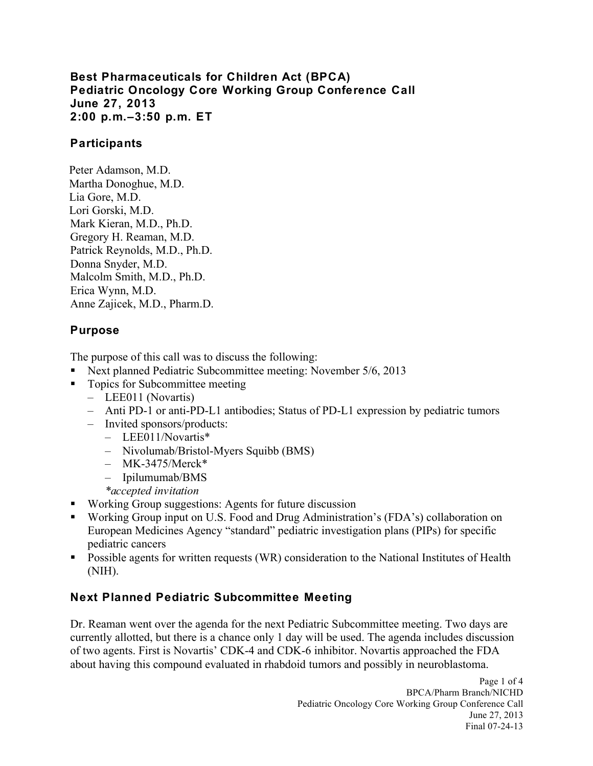# Best Pharmaceuticals for Children Act (BPCA)
# Pediatric Oncology Core Working Group Conference Call
# June 27, 2013
# 2:00 p.m.–3:50 p.m. ET

## Participants

Peter Adamson, M.D.
Martha Donoghue, M.D.
Lia Gore, M.D.
Lori Gorski, M.D.
Mark Kieran, M.D., Ph.D.
Gregory H. Reaman, M.D.
Patrick Reynolds, M.D., Ph.D.
Donna Snyder, M.D.
Malcolm Smith, M.D., Ph.D.
Erica Wynn, M.D.
Anne Zajicek, M.D., Pharm.D.

## Purpose

The purpose of this call was to discuss the following:

- Next planned Pediatric Subcommittee meeting: November 5/6, 2013
- Topics for Subcommittee meeting
  - LEE011 (Novartis)
  - Anti PD-1 or anti-PD-L1 antibodies; Status of PD-L1 expression by pediatric tumors
  - Invited sponsors/products:
    - LEE011/Novartis*
    - Nivolumab/Bristol-Myers Squibb (BMS)
    - MK-3475/Merck*
    - Ipilumumab/BMS

    *\*accepted invitation*
- Working Group suggestions: Agents for future discussion
- Working Group input on U.S. Food and Drug Administration's (FDA's) collaboration on European Medicines Agency "standard" pediatric investigation plans (PIPs) for specific pediatric cancers
- Possible agents for written requests (WR) consideration to the National Institutes of Health (NIH).

## Next Planned Pediatric Subcommittee Meeting

Dr. Reaman went over the agenda for the next Pediatric Subcommittee meeting. Two days are currently allotted, but there is a chance only 1 day will be used. The agenda includes discussion of two agents. First is Novartis' CDK-4 and CDK-6 inhibitor. Novartis approached the FDA about having this compound evaluated in rhabdoid tumors and possibly in neuroblastoma.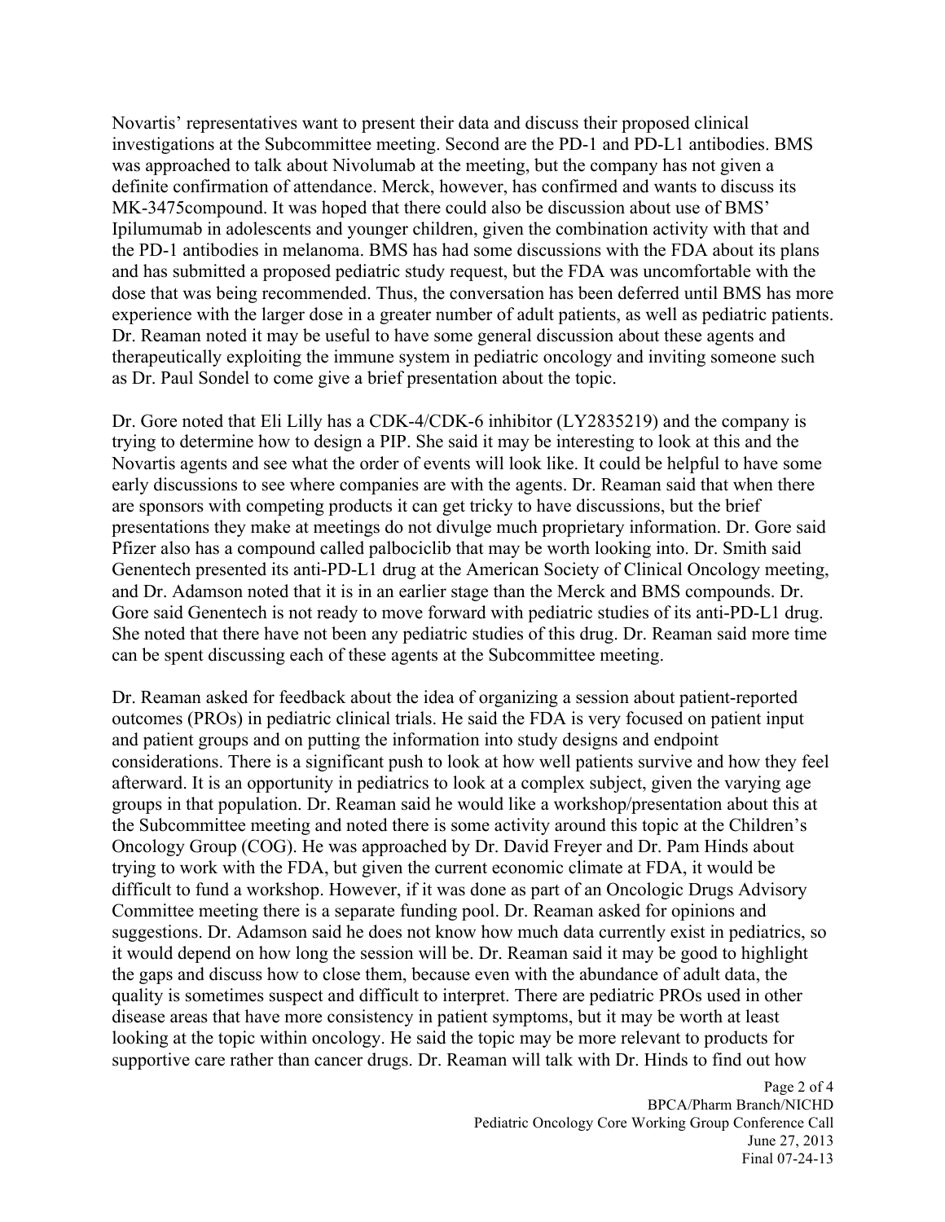Novartis' representatives want to present their data and discuss their proposed clinical investigations at the Subcommittee meeting. Second are the PD-1 and PD-L1 antibodies. BMS was approached to talk about Nivolumab at the meeting, but the company has not given a definite confirmation of attendance. Merck, however, has confirmed and wants to discuss its MK-3475compound. It was hoped that there could also be discussion about use of BMS' Ipilumumab in adolescents and younger children, given the combination activity with that and the PD-1 antibodies in melanoma. BMS has had some discussions with the FDA about its plans and has submitted a proposed pediatric study request, but the FDA was uncomfortable with the dose that was being recommended. Thus, the conversation has been deferred until BMS has more experience with the larger dose in a greater number of adult patients, as well as pediatric patients. Dr. Reaman noted it may be useful to have some general discussion about these agents and therapeutically exploiting the immune system in pediatric oncology and inviting someone such as Dr. Paul Sondel to come give a brief presentation about the topic.

Dr. Gore noted that Eli Lilly has a CDK-4/CDK-6 inhibitor (LY2835219) and the company is trying to determine how to design a PIP. She said it may be interesting to look at this and the Novartis agents and see what the order of events will look like. It could be helpful to have some early discussions to see where companies are with the agents. Dr. Reaman said that when there are sponsors with competing products it can get tricky to have discussions, but the brief presentations they make at meetings do not divulge much proprietary information. Dr. Gore said Pfizer also has a compound called palbociclib that may be worth looking into. Dr. Smith said Genentech presented its anti-PD-L1 drug at the American Society of Clinical Oncology meeting, and Dr. Adamson noted that it is in an earlier stage than the Merck and BMS compounds. Dr. Gore said Genentech is not ready to move forward with pediatric studies of its anti-PD-L1 drug. She noted that there have not been any pediatric studies of this drug. Dr. Reaman said more time can be spent discussing each of these agents at the Subcommittee meeting.

Dr. Reaman asked for feedback about the idea of organizing a session about patient-reported outcomes (PROs) in pediatric clinical trials. He said the FDA is very focused on patient input and patient groups and on putting the information into study designs and endpoint considerations. There is a significant push to look at how well patients survive and how they feel afterward. It is an opportunity in pediatrics to look at a complex subject, given the varying age groups in that population. Dr. Reaman said he would like a workshop/presentation about this at the Subcommittee meeting and noted there is some activity around this topic at the Children's Oncology Group (COG). He was approached by Dr. David Freyer and Dr. Pam Hinds about trying to work with the FDA, but given the current economic climate at FDA, it would be difficult to fund a workshop. However, if it was done as part of an Oncologic Drugs Advisory Committee meeting there is a separate funding pool. Dr. Reaman asked for opinions and suggestions. Dr. Adamson said he does not know how much data currently exist in pediatrics, so it would depend on how long the session will be. Dr. Reaman said it may be good to highlight the gaps and discuss how to close them, because even with the abundance of adult data, the quality is sometimes suspect and difficult to interpret. There are pediatric PROs used in other disease areas that have more consistency in patient symptoms, but it may be worth at least looking at the topic within oncology. He said the topic may be more relevant to products for supportive care rather than cancer drugs. Dr. Reaman will talk with Dr. Hinds to find out how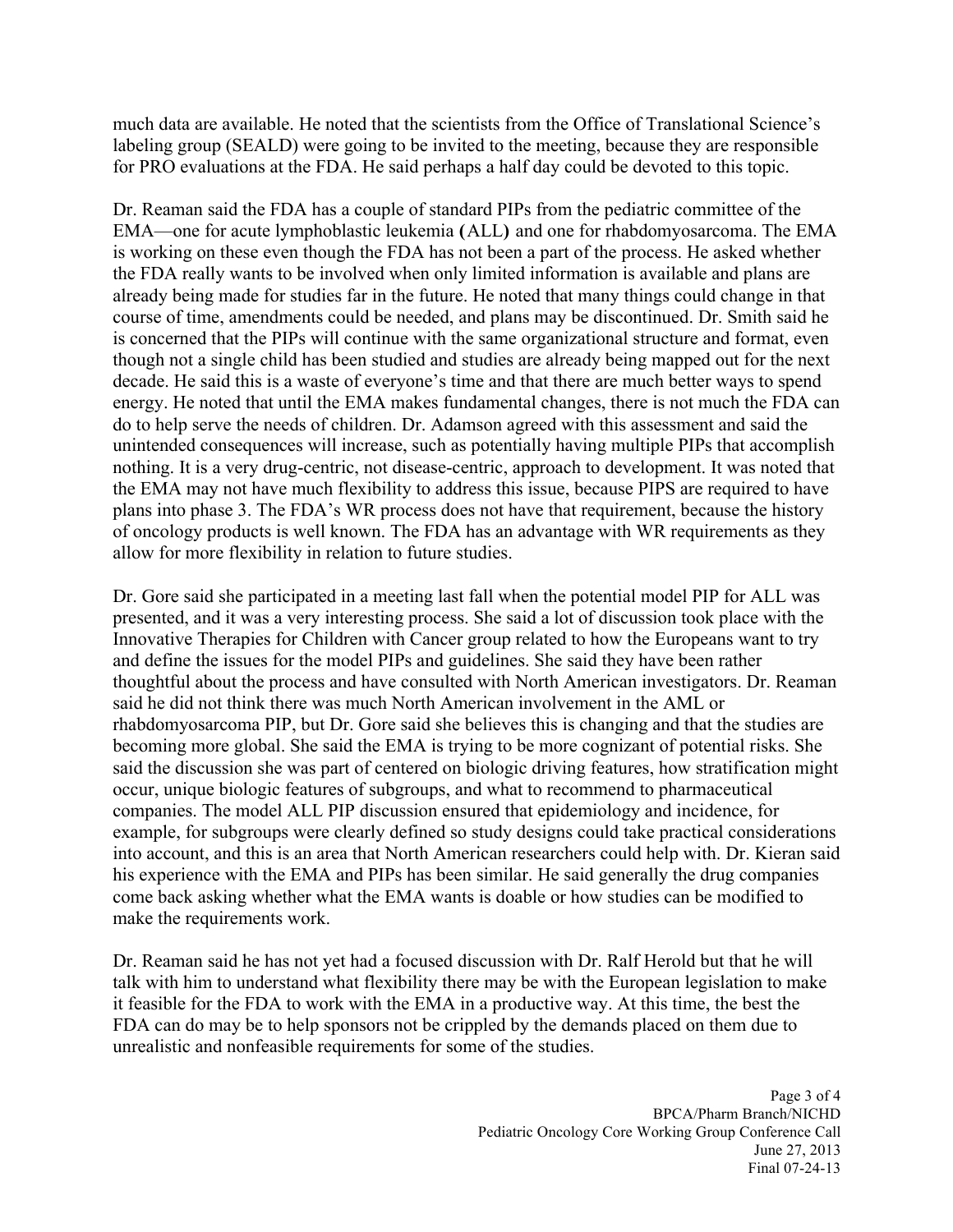much data are available. He noted that the scientists from the Office of Translational Science's labeling group (SEALD) were going to be invited to the meeting, because they are responsible for PRO evaluations at the FDA. He said perhaps a half day could be devoted to this topic.

Dr. Reaman said the FDA has a couple of standard PIPs from the pediatric committee of the EMA—one for acute lymphoblastic leukemia **(**ALL**)** and one for rhabdomyosarcoma. The EMA is working on these even though the FDA has not been a part of the process. He asked whether the FDA really wants to be involved when only limited information is available and plans are already being made for studies far in the future. He noted that many things could change in that course of time, amendments could be needed, and plans may be discontinued. Dr. Smith said he is concerned that the PIPs will continue with the same organizational structure and format, even though not a single child has been studied and studies are already being mapped out for the next decade. He said this is a waste of everyone's time and that there are much better ways to spend energy. He noted that until the EMA makes fundamental changes, there is not much the FDA can do to help serve the needs of children. Dr. Adamson agreed with this assessment and said the unintended consequences will increase, such as potentially having multiple PIPs that accomplish nothing. It is a very drug-centric, not disease-centric, approach to development. It was noted that the EMA may not have much flexibility to address this issue, because PIPS are required to have plans into phase 3. The FDA's WR process does not have that requirement, because the history of oncology products is well known. The FDA has an advantage with WR requirements as they allow for more flexibility in relation to future studies.

Dr. Gore said she participated in a meeting last fall when the potential model PIP for ALL was presented, and it was a very interesting process. She said a lot of discussion took place with the Innovative Therapies for Children with Cancer group related to how the Europeans want to try and define the issues for the model PIPs and guidelines. She said they have been rather thoughtful about the process and have consulted with North American investigators. Dr. Reaman said he did not think there was much North American involvement in the AML or rhabdomyosarcoma PIP, but Dr. Gore said she believes this is changing and that the studies are becoming more global. She said the EMA is trying to be more cognizant of potential risks. She said the discussion she was part of centered on biologic driving features, how stratification might occur, unique biologic features of subgroups, and what to recommend to pharmaceutical companies. The model ALL PIP discussion ensured that epidemiology and incidence, for example, for subgroups were clearly defined so study designs could take practical considerations into account, and this is an area that North American researchers could help with. Dr. Kieran said his experience with the EMA and PIPs has been similar. He said generally the drug companies come back asking whether what the EMA wants is doable or how studies can be modified to make the requirements work.

Dr. Reaman said he has not yet had a focused discussion with Dr. Ralf Herold but that he will talk with him to understand what flexibility there may be with the European legislation to make it feasible for the FDA to work with the EMA in a productive way. At this time, the best the FDA can do may be to help sponsors not be crippled by the demands placed on them due to unrealistic and nonfeasible requirements for some of the studies.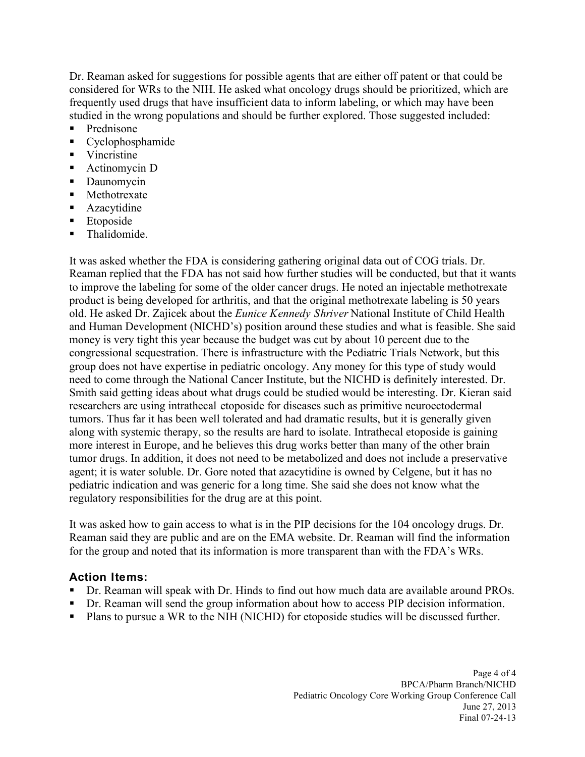Dr. Reaman asked for suggestions for possible agents that are either off patent or that could be considered for WRs to the NIH. He asked what oncology drugs should be prioritized, which are frequently used drugs that have insufficient data to inform labeling, or which may have been studied in the wrong populations and should be further explored. Those suggested included:

- Prednisone
- Cyclophosphamide
- Vincristine
- Actinomycin D
- Daunomycin
- Methotrexate
- Azacytidine
- Etoposide
- Thalidomide.

It was asked whether the FDA is considering gathering original data out of COG trials. Dr. Reaman replied that the FDA has not said how further studies will be conducted, but that it wants to improve the labeling for some of the older cancer drugs. He noted an injectable methotrexate product is being developed for arthritis, and that the original methotrexate labeling is 50 years old. He asked Dr. Zajicek about the *Eunice Kennedy Shriver* National Institute of Child Health and Human Development (NICHD's) position around these studies and what is feasible. She said money is very tight this year because the budget was cut by about 10 percent due to the congressional sequestration. There is infrastructure with the Pediatric Trials Network, but this group does not have expertise in pediatric oncology. Any money for this type of study would need to come through the National Cancer Institute, but the NICHD is definitely interested. Dr. Smith said getting ideas about what drugs could be studied would be interesting. Dr. Kieran said researchers are using intrathecal etoposide for diseases such as primitive neuroectodermal tumors. Thus far it has been well tolerated and had dramatic results, but it is generally given along with systemic therapy, so the results are hard to isolate. Intrathecal etoposide is gaining more interest in Europe, and he believes this drug works better than many of the other brain tumor drugs. In addition, it does not need to be metabolized and does not include a preservative agent; it is water soluble. Dr. Gore noted that azacytidine is owned by Celgene, but it has no pediatric indication and was generic for a long time. She said she does not know what the regulatory responsibilities for the drug are at this point.

It was asked how to gain access to what is in the PIP decisions for the 104 oncology drugs. Dr. Reaman said they are public and are on the EMA website. Dr. Reaman will find the information for the group and noted that its information is more transparent than with the FDA's WRs.

### Action Items:

- Dr. Reaman will speak with Dr. Hinds to find out how much data are available around PROs.
- Dr. Reaman will send the group information about how to access PIP decision information.
- Plans to pursue a WR to the NIH (NICHD) for etoposide studies will be discussed further.